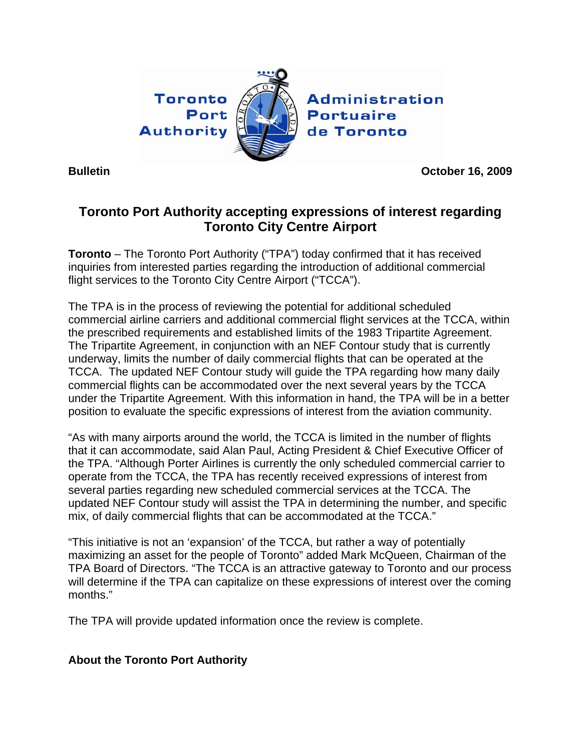Toronto Port Authority | Administration Portuaire de Toronto

**Bulletin** **October 16, 2009**

## Toronto Port Authority accepting expressions of interest regarding Toronto City Centre Airport

**Toronto** – The Toronto Port Authority ("TPA") today confirmed that it has received inquiries from interested parties regarding the introduction of additional commercial flight services to the Toronto City Centre Airport ("TCCA").

The TPA is in the process of reviewing the potential for additional scheduled commercial airline carriers and additional commercial flight services at the TCCA, within the prescribed requirements and established limits of the 1983 Tripartite Agreement. The Tripartite Agreement, in conjunction with an NEF Contour study that is currently underway, limits the number of daily commercial flights that can be operated at the TCCA. The updated NEF Contour study will guide the TPA regarding how many daily commercial flights can be accommodated over the next several years by the TCCA under the Tripartite Agreement. With this information in hand, the TPA will be in a better position to evaluate the specific expressions of interest from the aviation community.

"As with many airports around the world, the TCCA is limited in the number of flights that it can accommodate, said Alan Paul, Acting President & Chief Executive Officer of the TPA. "Although Porter Airlines is currently the only scheduled commercial carrier to operate from the TCCA, the TPA has recently received expressions of interest from several parties regarding new scheduled commercial services at the TCCA. The updated NEF Contour study will assist the TPA in determining the number, and specific mix, of daily commercial flights that can be accommodated at the TCCA."

"This initiative is not an 'expansion' of the TCCA, but rather a way of potentially maximizing an asset for the people of Toronto" added Mark McQueen, Chairman of the TPA Board of Directors. "The TCCA is an attractive gateway to Toronto and our process will determine if the TPA can capitalize on these expressions of interest over the coming months."

The TPA will provide updated information once the review is complete.

**About the Toronto Port Authority**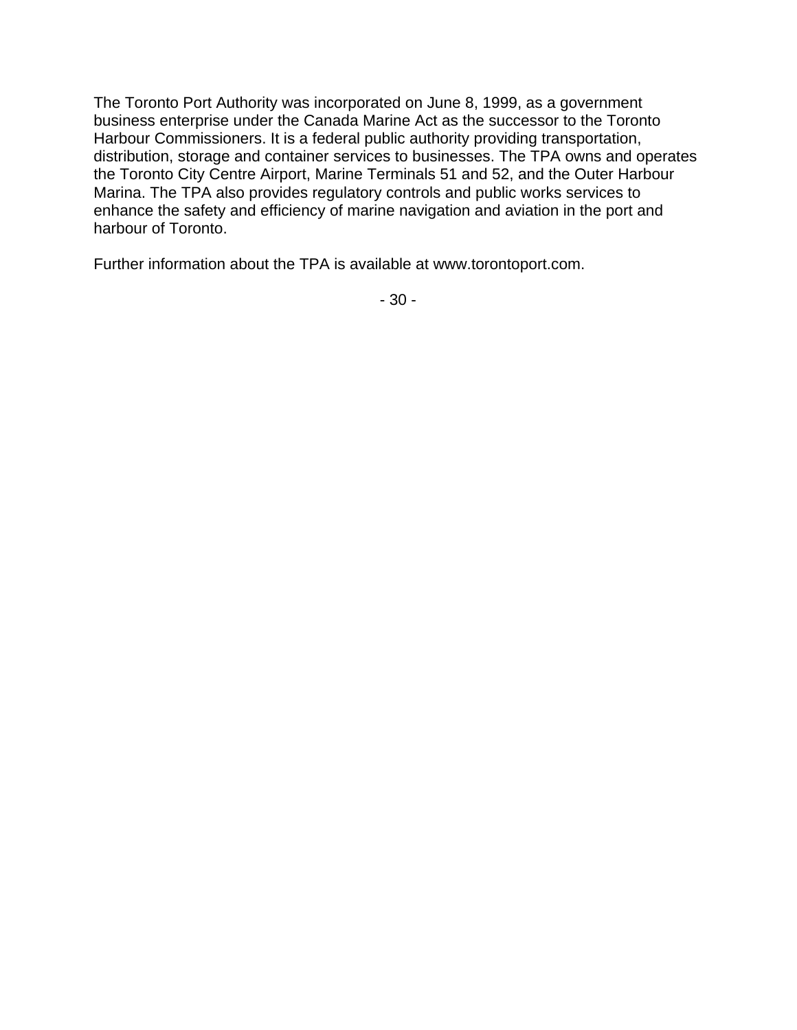The Toronto Port Authority was incorporated on June 8, 1999, as a government business enterprise under the Canada Marine Act as the successor to the Toronto Harbour Commissioners. It is a federal public authority providing transportation, distribution, storage and container services to businesses. The TPA owns and operates the Toronto City Centre Airport, Marine Terminals 51 and 52, and the Outer Harbour Marina. The TPA also provides regulatory controls and public works services to enhance the safety and efficiency of marine navigation and aviation in the port and harbour of Toronto.

Further information about the TPA is available at www.torontoport.com.

- 30 -